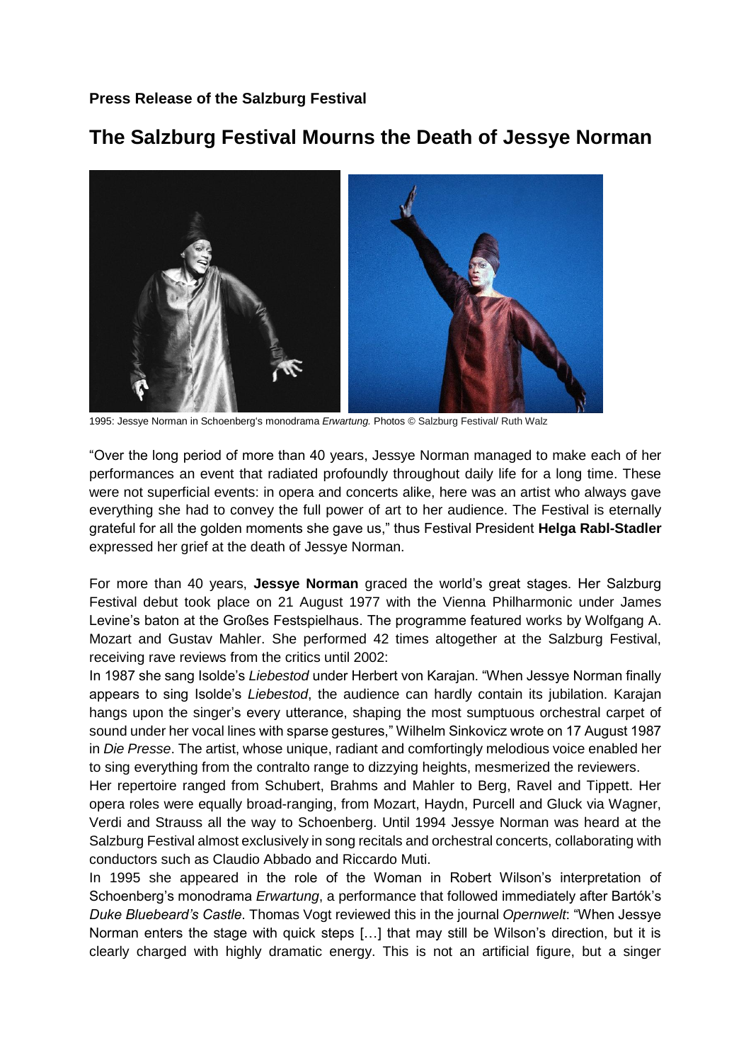**Press Release of the Salzburg Festival**

# The Salzburg Festival Mourns the Death of Jessye Norman

1995: Jessye Norman in Schoenberg's monodrama *Erwartung.* Photos © Salzburg Festival/ Ruth Walz

"Over the long period of more than 40 years, Jessye Norman managed to make each of her performances an event that radiated profoundly throughout daily life for a long time. These were not superficial events: in opera and concerts alike, here was an artist who always gave everything she had to convey the full power of art to her audience. The Festival is eternally grateful for all the golden moments she gave us," thus Festival President **Helga Rabl-Stadler** expressed her grief at the death of Jessye Norman.

For more than 40 years, **Jessye Norman** graced the world's great stages. Her Salzburg Festival debut took place on 21 August 1977 with the Vienna Philharmonic under James Levine's baton at the Großes Festspielhaus. The programme featured works by Wolfgang A. Mozart and Gustav Mahler. She performed 42 times altogether at the Salzburg Festival, receiving rave reviews from the critics until 2002:

In 1987 she sang Isolde's *Liebestod* under Herbert von Karajan. "When Jessye Norman finally appears to sing Isolde's *Liebestod*, the audience can hardly contain its jubilation. Karajan hangs upon the singer's every utterance, shaping the most sumptuous orchestral carpet of sound under her vocal lines with sparse gestures," Wilhelm Sinkovicz wrote on 17 August 1987 in *Die Presse*. The artist, whose unique, radiant and comfortingly melodious voice enabled her to sing everything from the contralto range to dizzying heights, mesmerized the reviewers.

Her repertoire ranged from Schubert, Brahms and Mahler to Berg, Ravel and Tippett. Her opera roles were equally broad-ranging, from Mozart, Haydn, Purcell and Gluck via Wagner, Verdi and Strauss all the way to Schoenberg. Until 1994 Jessye Norman was heard at the Salzburg Festival almost exclusively in song recitals and orchestral concerts, collaborating with conductors such as Claudio Abbado and Riccardo Muti.

In 1995 she appeared in the role of the Woman in Robert Wilson's interpretation of Schoenberg's monodrama *Erwartung*, a performance that followed immediately after Bartók's *Duke Bluebeard's Castle*. Thomas Vogt reviewed this in the journal *Opernwelt*: "When Jessye Norman enters the stage with quick steps […] that may still be Wilson's direction, but it is clearly charged with highly dramatic energy. This is not an artificial figure, but a singer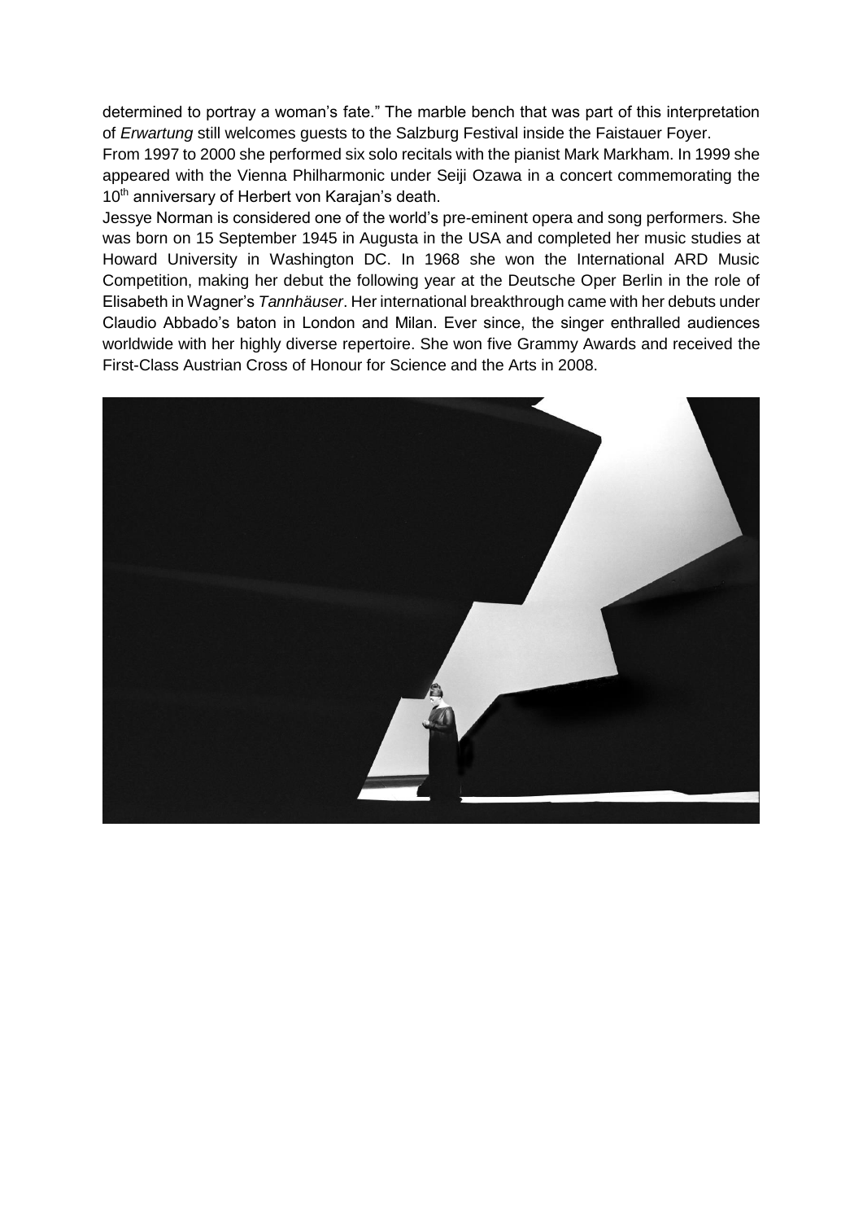determined to portray a woman's fate." The marble bench that was part of this interpretation of *Erwartung* still welcomes guests to the Salzburg Festival inside the Faistauer Foyer.

From 1997 to 2000 she performed six solo recitals with the pianist Mark Markham. In 1999 she appeared with the Vienna Philharmonic under Seiji Ozawa in a concert commemorating the 10th anniversary of Herbert von Karajan's death.

Jessye Norman is considered one of the world's pre-eminent opera and song performers. She was born on 15 September 1945 in Augusta in the USA and completed her music studies at Howard University in Washington DC. In 1968 she won the International ARD Music Competition, making her debut the following year at the Deutsche Oper Berlin in the role of Elisabeth in Wagner's *Tannhäuser*. Her international breakthrough came with her debuts under Claudio Abbado's baton in London and Milan. Ever since, the singer enthralled audiences worldwide with her highly diverse repertoire. She won five Grammy Awards and received the First-Class Austrian Cross of Honour for Science and the Arts in 2008.